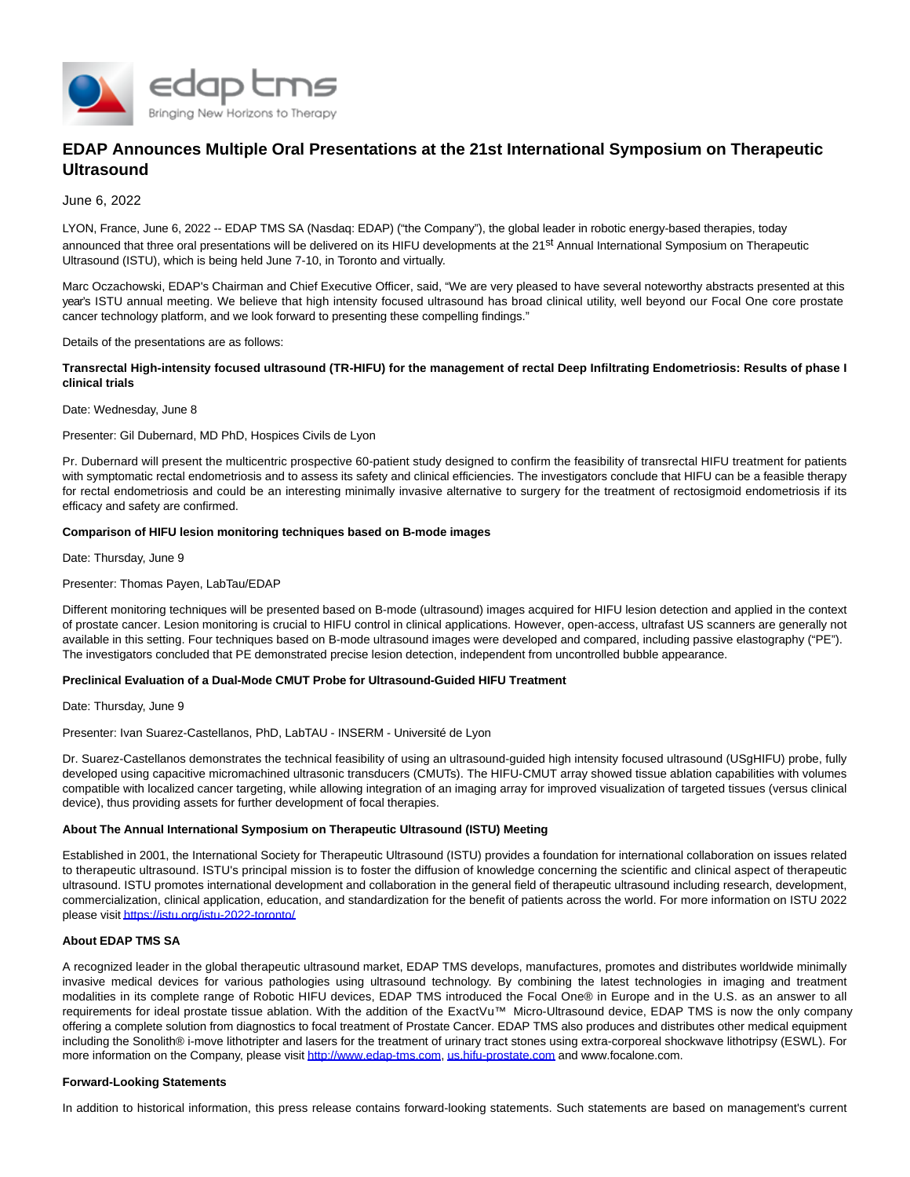# EDAP Announces Multiple Oral Presentations at the 21st International Symposium on Therapeutic Ultrasound

June 6, 2022

LYON, France, June 6, 2022 -- EDAP TMS SA (Nasdaq: EDAP) ("the Company"), the global leader in robotic energy-based therapies, today announced that three oral presentations will be delivered on its HIFU developments at the 21st Annual International Symposium on Therapeutic Ultrasound (ISTU), which is being held June 7-10, in Toronto and virtually.

Marc Oczachowski, EDAP's Chairman and Chief Executive Officer, said, "We are very pleased to have several noteworthy abstracts presented at this year's ISTU annual meeting. We believe that high intensity focused ultrasound has broad clinical utility, well beyond our Focal One core prostate cancer technology platform, and we look forward to presenting these compelling findings."

Details of the presentations are as follows:

**Transrectal High-intensity focused ultrasound (TR-HIFU) for the management of rectal Deep Infiltrating Endometriosis: Results of phase I clinical trials**

Date: Wednesday, June 8

Presenter: Gil Dubernard, MD PhD, Hospices Civils de Lyon

Pr. Dubernard will present the multicentric prospective 60-patient study designed to confirm the feasibility of transrectal HIFU treatment for patients with symptomatic rectal endometriosis and to assess its safety and clinical efficiencies. The investigators conclude that HIFU can be a feasible therapy for rectal endometriosis and could be an interesting minimally invasive alternative to surgery for the treatment of rectosigmoid endometriosis if its efficacy and safety are confirmed.

**Comparison of HIFU lesion monitoring techniques based on B-mode images**

Date: Thursday, June 9

Presenter: Thomas Payen, LabTau/EDAP

Different monitoring techniques will be presented based on B-mode (ultrasound) images acquired for HIFU lesion detection and applied in the context of prostate cancer. Lesion monitoring is crucial to HIFU control in clinical applications. However, open-access, ultrafast US scanners are generally not available in this setting. Four techniques based on B-mode ultrasound images were developed and compared, including passive elastography ("PE"). The investigators concluded that PE demonstrated precise lesion detection, independent from uncontrolled bubble appearance.

**Preclinical Evaluation of a Dual-Mode CMUT Probe for Ultrasound-Guided HIFU Treatment**

Date: Thursday, June 9

Presenter: Ivan Suarez-Castellanos, PhD, LabTAU - INSERM - Université de Lyon

Dr. Suarez-Castellanos demonstrates the technical feasibility of using an ultrasound-guided high intensity focused ultrasound (USgHIFU) probe, fully developed using capacitive micromachined ultrasonic transducers (CMUTs). The HIFU-CMUT array showed tissue ablation capabilities with volumes compatible with localized cancer targeting, while allowing integration of an imaging array for improved visualization of targeted tissues (versus clinical device), thus providing assets for further development of focal therapies.

**About The Annual International Symposium on Therapeutic Ultrasound (ISTU) Meeting**

Established in 2001, the International Society for Therapeutic Ultrasound (ISTU) provides a foundation for international collaboration on issues related to therapeutic ultrasound. ISTU's principal mission is to foster the diffusion of knowledge concerning the scientific and clinical aspect of therapeutic ultrasound. ISTU promotes international development and collaboration in the general field of therapeutic ultrasound including research, development, commercialization, clinical application, education, and standardization for the benefit of patients across the world. For more information on ISTU 2022 please visit https://istu.org/istu-2022-toronto/

**About EDAP TMS SA**

A recognized leader in the global therapeutic ultrasound market, EDAP TMS develops, manufactures, promotes and distributes worldwide minimally invasive medical devices for various pathologies using ultrasound technology. By combining the latest technologies in imaging and treatment modalities in its complete range of Robotic HIFU devices, EDAP TMS introduced the Focal One® in Europe and in the U.S. as an answer to all requirements for ideal prostate tissue ablation. With the addition of the ExactVu™ Micro-Ultrasound device, EDAP TMS is now the only company offering a complete solution from diagnostics to focal treatment of Prostate Cancer. EDAP TMS also produces and distributes other medical equipment including the Sonolith® i-move lithotripter and lasers for the treatment of urinary tract stones using extra-corporeal shockwave lithotripsy (ESWL). For more information on the Company, please visit http://www.edap-tms.com, us.hifu-prostate.com and www.focalone.com.

**Forward-Looking Statements**

In addition to historical information, this press release contains forward-looking statements. Such statements are based on management's current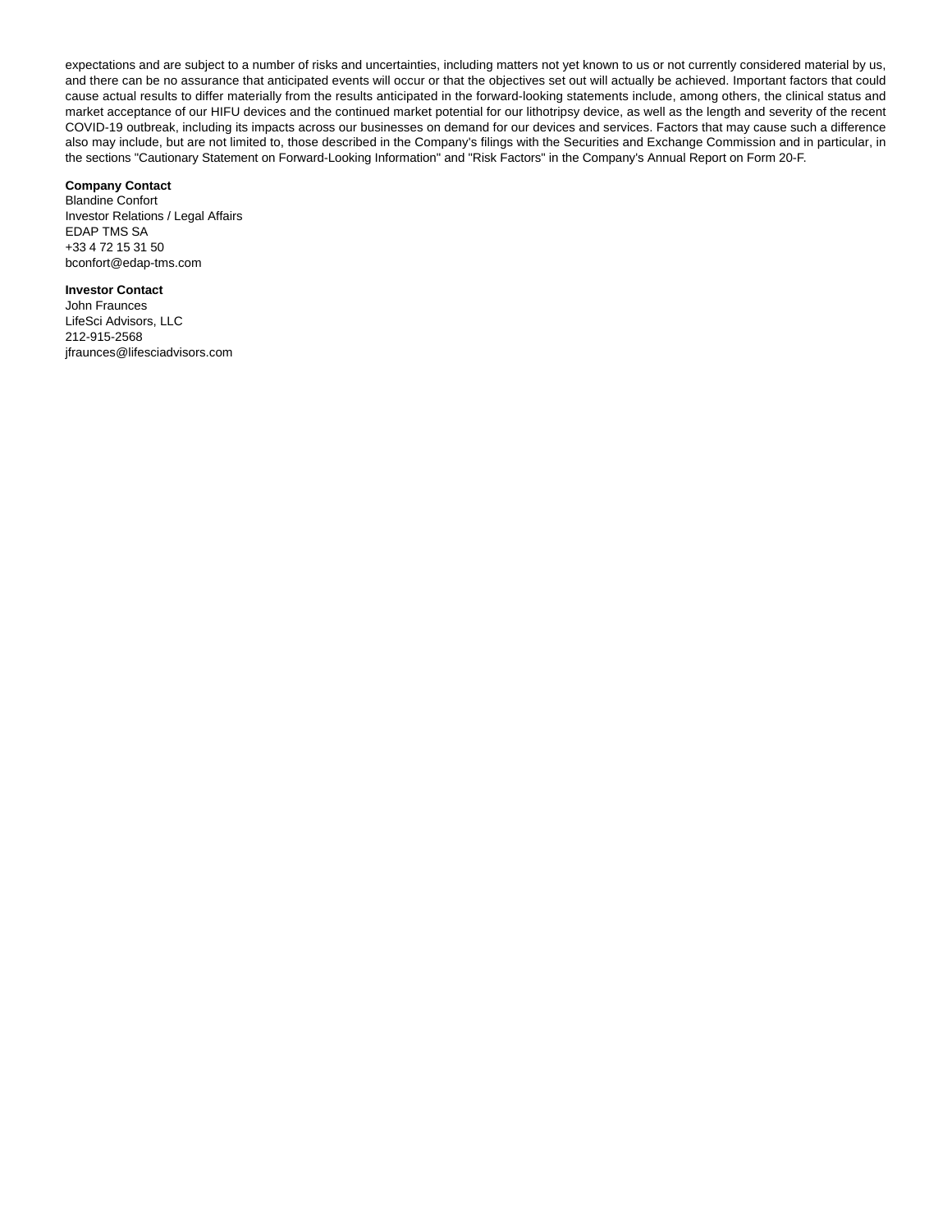expectations and are subject to a number of risks and uncertainties, including matters not yet known to us or not currently considered material by us, and there can be no assurance that anticipated events will occur or that the objectives set out will actually be achieved. Important factors that could cause actual results to differ materially from the results anticipated in the forward-looking statements include, among others, the clinical status and market acceptance of our HIFU devices and the continued market potential for our lithotripsy device, as well as the length and severity of the recent COVID-19 outbreak, including its impacts across our businesses on demand for our devices and services. Factors that may cause such a difference also may include, but are not limited to, those described in the Company's filings with the Securities and Exchange Commission and in particular, in the sections "Cautionary Statement on Forward-Looking Information" and "Risk Factors" in the Company's Annual Report on Form 20-F.

**Company Contact**
Blandine Confort
Investor Relations / Legal Affairs
EDAP TMS SA
+33 4 72 15 31 50
bconfort@edap-tms.com

**Investor Contact**
John Fraunces
LifeSci Advisors, LLC
212-915-2568
jfraunces@lifesciadvisors.com